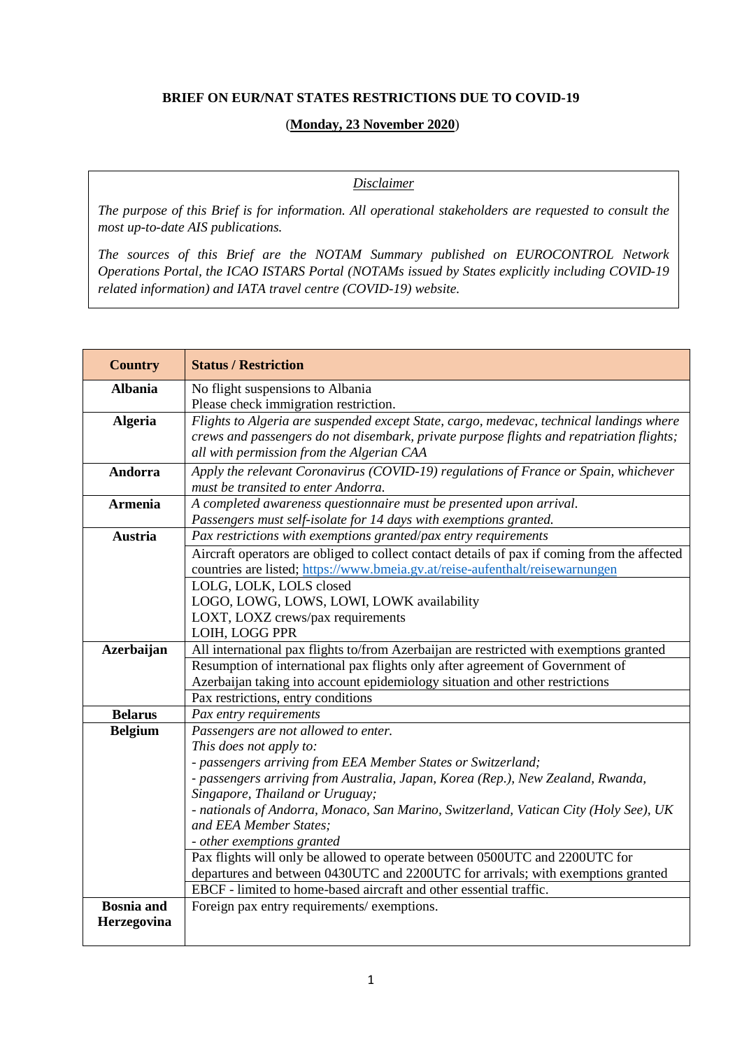**BRIEF ON EUR/NAT STATES RESTRICTIONS DUE TO COVID-19**

(**Monday, 23 November 2020**)

> *Disclaimer*
>
> *The purpose of this Brief is for information. All operational stakeholders are requested to consult the most up-to-date AIS publications.*
>
> *The sources of this Brief are the NOTAM Summary published on EUROCONTROL Network Operations Portal, the ICAO ISTARS Portal (NOTAMs issued by States explicitly including COVID-19 related information) and IATA travel centre (COVID-19) website.*

| Country | Status / Restriction |
|---|---|
| **Albania** | No flight suspensions to Albania<br>Please check immigration restriction. |
| **Algeria** | *Flights to Algeria are suspended except State, cargo, medevac, technical landings where crews and passengers do not disembark, private purpose flights and repatriation flights; all with permission from the Algerian CAA* |
| **Andorra** | *Apply the relevant Coronavirus (COVID-19) regulations of France or Spain, whichever must be transited to enter Andorra.* |
| **Armenia** | *A completed awareness questionnaire must be presented upon arrival.*<br>*Passengers must self-isolate for 14 days with exemptions granted.* |
| **Austria** | *Pax restrictions with exemptions granted/pax entry requirements* |
| | Aircraft operators are obliged to collect contact details of pax if coming from the affected countries are listed; https://www.bmeia.gv.at/reise-aufenthalt/reisewarnungen |
| | LOLG, LOLK, LOLS closed<br>LOGO, LOWG, LOWS, LOWI, LOWK availability<br>LOXT, LOXZ crews/pax requirements<br>LOIH, LOGG PPR |
| **Azerbaijan** | All international pax flights to/from Azerbaijan are restricted with exemptions granted |
| | Resumption of international pax flights only after agreement of Government of Azerbaijan taking into account epidemiology situation and other restrictions |
| | Pax restrictions, entry conditions |
| **Belarus** | *Pax entry requirements* |
| **Belgium** | *Passengers are not allowed to enter.*<br>*This does not apply to:*<br>*- passengers arriving from EEA Member States or Switzerland;*<br>*- passengers arriving from Australia, Japan, Korea (Rep.), New Zealand, Rwanda, Singapore, Thailand or Uruguay;*<br>*- nationals of Andorra, Monaco, San Marino, Switzerland, Vatican City (Holy See), UK and EEA Member States;*<br>*- other exemptions granted* |
| | Pax flights will only be allowed to operate between 0500UTC and 2200UTC for departures and between 0430UTC and 2200UTC for arrivals; with exemptions granted |
| | EBCF - limited to home-based aircraft and other essential traffic. |
| **Bosnia and Herzegovina** | Foreign pax entry requirements/ exemptions. |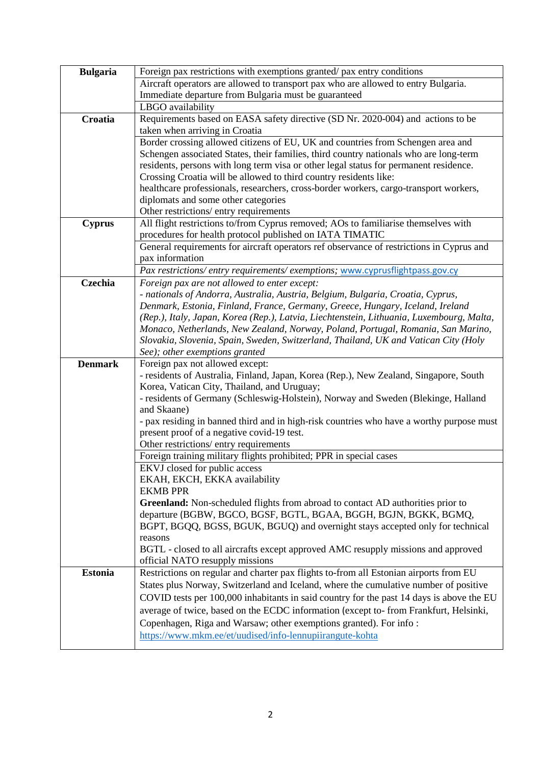| | |
|---|---|
| **Bulgaria** | Foreign pax restrictions with exemptions granted/ pax entry conditions |
| | Aircraft operators are allowed to transport pax who are allowed to entry Bulgaria. Immediate departure from Bulgaria must be guaranteed |
| | LBGO availability |
| **Croatia** | Requirements based on EASA safety directive (SD Nr. 2020-004) and actions to be taken when arriving in Croatia |
| | Border crossing allowed citizens of EU, UK and countries from Schengen area and Schengen associated States, their families, third country nationals who are long-term residents, persons with long term visa or other legal status for permanent residence. Crossing Croatia will be allowed to third country residents like: healthcare professionals, researchers, cross-border workers, cargo-transport workers, diplomats and some other categories<br>Other restrictions/ entry requirements |
| **Cyprus** | All flight restrictions to/from Cyprus removed; AOs to familiarise themselves with procedures for health protocol published on IATA TIMATIC |
| | General requirements for aircraft operators ref observance of restrictions in Cyprus and pax information |
| | *Pax restrictions/ entry requirements/ exemptions;* www.cyprusflightpass.gov.cy |
| **Czechia** | *Foreign pax are not allowed to enter except:*<br>*- nationals of Andorra, Australia, Austria, Belgium, Bulgaria, Croatia, Cyprus, Denmark, Estonia, Finland, France, Germany, Greece, Hungary, Iceland, Ireland (Rep.), Italy, Japan, Korea (Rep.), Latvia, Liechtenstein, Lithuania, Luxembourg, Malta, Monaco, Netherlands, New Zealand, Norway, Poland, Portugal, Romania, San Marino, Slovakia, Slovenia, Spain, Sweden, Switzerland, Thailand, UK and Vatican City (Holy See); other exemptions granted* |
| **Denmark** | Foreign pax not allowed except:<br>- residents of Australia, Finland, Japan, Korea (Rep.), New Zealand, Singapore, South Korea, Vatican City, Thailand, and Uruguay;<br>- residents of Germany (Schleswig-Holstein), Norway and Sweden (Blekinge, Halland and Skaane)<br>- pax residing in banned third and in high-risk countries who have a worthy purpose must present proof of a negative covid-19 test.<br>Other restrictions/ entry requirements |
| | Foreign training military flights prohibited; PPR in special cases |
| | EKVJ closed for public access<br>EKAH, EKCH, EKKA availability<br>EKMB PPR<br>**Greenland:** Non-scheduled flights from abroad to contact AD authorities prior to departure (BGBW, BGCO, BGSF, BGTL, BGAA, BGGH, BGJN, BGKK, BGMQ, BGPT, BGQQ, BGSS, BGUK, BGUQ) and overnight stays accepted only for technical reasons<br>BGTL - closed to all aircrafts except approved AMC resupply missions and approved official NATO resupply missions |
| **Estonia** | Restrictions on regular and charter pax flights to-from all Estonian airports from EU States plus Norway, Switzerland and Iceland, where the cumulative number of positive COVID tests per 100,000 inhabitants in said country for the past 14 days is above the EU average of twice, based on the ECDC information (except to- from Frankfurt, Helsinki, Copenhagen, Riga and Warsaw; other exemptions granted). For info : https://www.mkm.ee/et/uudised/info-lennupiirangute-kohta |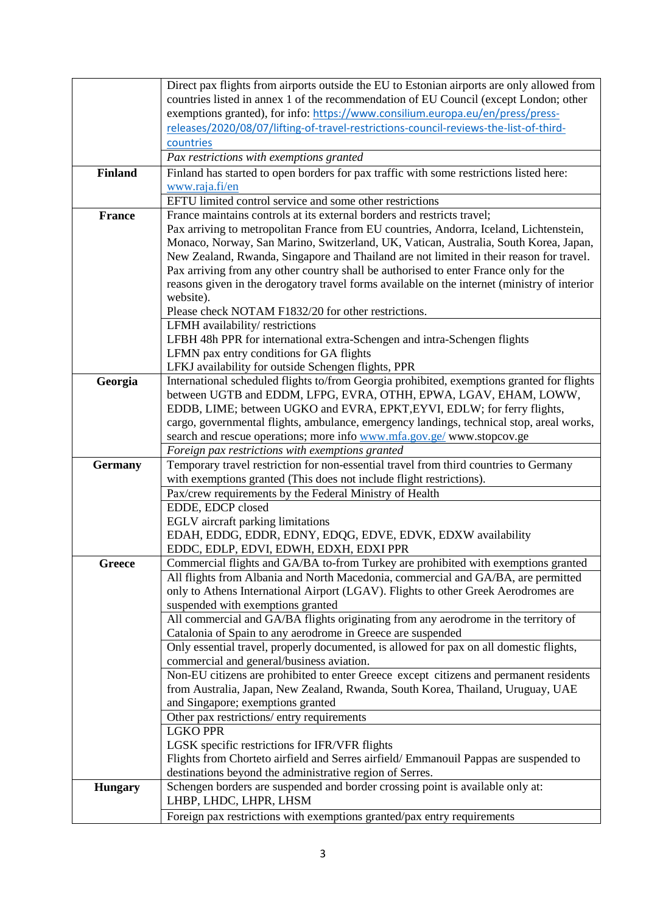| | |
|---|---|
| | Direct pax flights from airports outside the EU to Estonian airports are only allowed from countries listed in annex 1 of the recommendation of EU Council (except London; other exemptions granted), for info: https://www.consilium.europa.eu/en/press/press-releases/2020/08/07/lifting-of-travel-restrictions-council-reviews-the-list-of-third-countries |
| | *Pax restrictions with exemptions granted* |
| **Finland** | Finland has started to open borders for pax traffic with some restrictions listed here: www.raja.fi/en |
| | EFTU limited control service and some other restrictions |
| **France** | France maintains controls at its external borders and restricts travel;<br>Pax arriving to metropolitan France from EU countries, Andorra, Iceland, Lichtenstein, Monaco, Norway, San Marino, Switzerland, UK, Vatican, Australia, South Korea, Japan, New Zealand, Rwanda, Singapore and Thailand are not limited in their reason for travel. Pax arriving from any other country shall be authorised to enter France only for the reasons given in the derogatory travel forms available on the internet (ministry of interior website).<br>Please check NOTAM F1832/20 for other restrictions. |
| | LFMH availability/ restrictions<br>LFBH 48h PPR for international extra-Schengen and intra-Schengen flights<br>LFMN pax entry conditions for GA flights<br>LFKJ availability for outside Schengen flights, PPR |
| **Georgia** | International scheduled flights to/from Georgia prohibited, exemptions granted for flights between UGTB and EDDM, LFPG, EVRA, OTHH, EPWA, LGAV, EHAM, LOWW, EDDB, LIME; between UGKO and EVRA, EPKT,EYVI, EDLW; for ferry flights, cargo, governmental flights, ambulance, emergency landings, technical stop, areal works, search and rescue operations; more info www.mfa.gov.ge/ www.stopcov.ge |
| | *Foreign pax restrictions with exemptions granted* |
| **Germany** | Temporary travel restriction for non-essential travel from third countries to Germany with exemptions granted (This does not include flight restrictions). |
| | Pax/crew requirements by the Federal Ministry of Health |
| | EDDE, EDCP closed<br>EGLV aircraft parking limitations<br>EDAH, EDDG, EDDR, EDNY, EDQG, EDVE, EDVK, EDXW availability<br>EDDC, EDLP, EDVI, EDWH, EDXH, EDXI PPR |
| **Greece** | Commercial flights and GA/BA to-from Turkey are prohibited with exemptions granted |
| | All flights from Albania and North Macedonia, commercial and GA/BA, are permitted only to Athens International Airport (LGAV). Flights to other Greek Aerodromes are suspended with exemptions granted |
| | All commercial and GA/BA flights originating from any aerodrome in the territory of Catalonia of Spain to any aerodrome in Greece are suspended |
| | Only essential travel, properly documented, is allowed for pax on all domestic flights, commercial and general/business aviation. |
| | Non-EU citizens are prohibited to enter Greece except citizens and permanent residents from Australia, Japan, New Zealand, Rwanda, South Korea, Thailand, Uruguay, UAE and Singapore; exemptions granted |
| | Other pax restrictions/ entry requirements |
| | LGKO PPR<br>LGSK specific restrictions for IFR/VFR flights<br>Flights from Chorteto airfield and Serres airfield/ Emmanouil Pappas are suspended to destinations beyond the administrative region of Serres. |
| **Hungary** | Schengen borders are suspended and border crossing point is available only at: LHBP, LHDC, LHPR, LHSM |
| | Foreign pax restrictions with exemptions granted/pax entry requirements |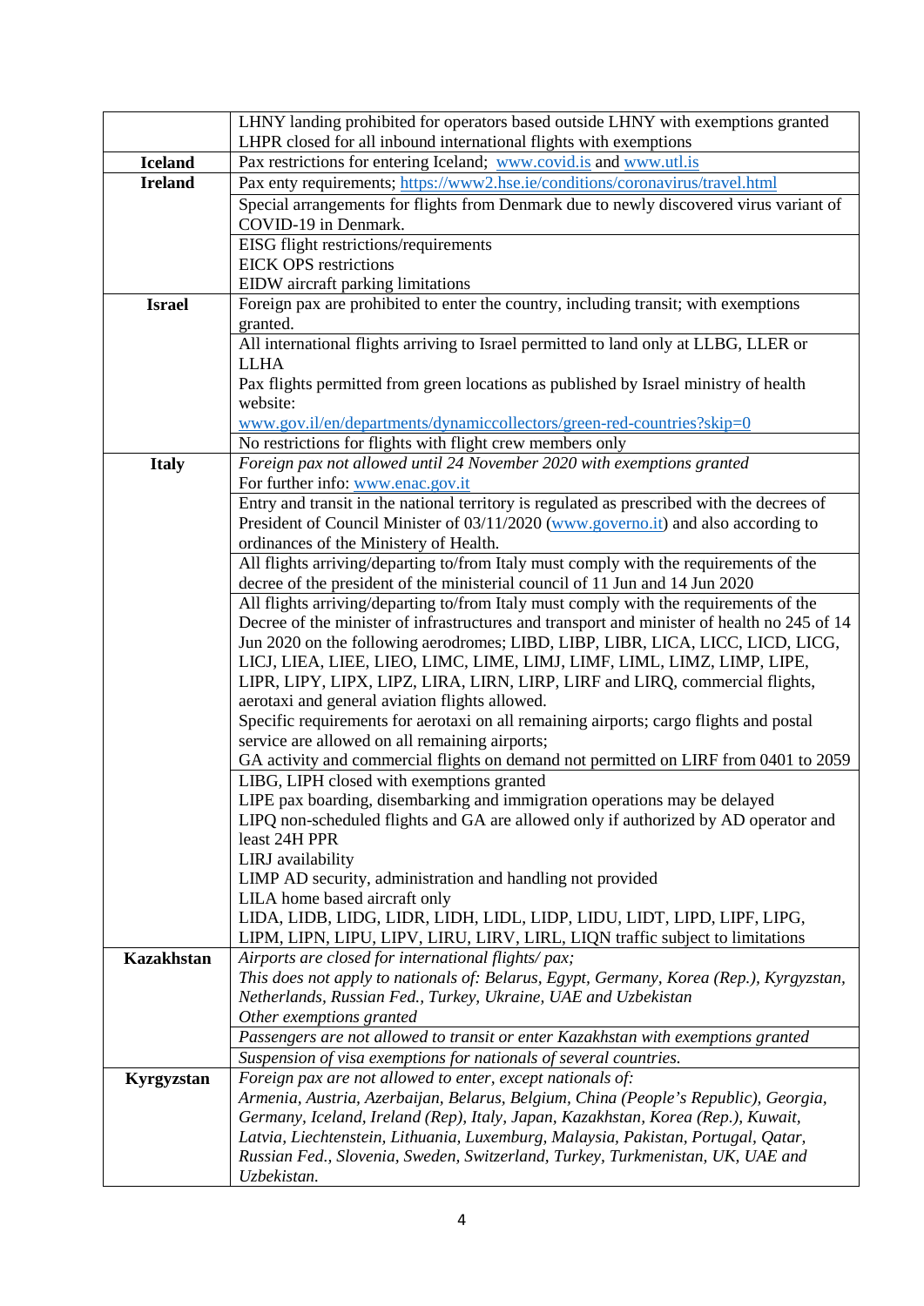| | |
|---|---|
| | LHNY landing prohibited for operators based outside LHNY with exemptions granted<br>LHPR closed for all inbound international flights with exemptions |
| **Iceland** | Pax restrictions for entering Iceland; www.covid.is and www.utl.is |
| **Ireland** | Pax enty requirements; https://www2.hse.ie/conditions/coronavirus/travel.html |
| | Special arrangements for flights from Denmark due to newly discovered virus variant of COVID-19 in Denmark. |
| | EISG flight restrictions/requirements<br>EICK OPS restrictions<br>EIDW aircraft parking limitations |
| **Israel** | Foreign pax are prohibited to enter the country, including transit; with exemptions granted. |
| | All international flights arriving to Israel permitted to land only at LLBG, LLER or LLHA<br>Pax flights permitted from green locations as published by Israel ministry of health website:<br>www.gov.il/en/departments/dynamiccollectors/green-red-countries?skip=0 |
| | No restrictions for flights with flight crew members only |
| **Italy** | *Foreign pax not allowed until 24 November 2020 with exemptions granted*<br>For further info: www.enac.gov.it |
| | Entry and transit in the national territory is regulated as prescribed with the decrees of President of Council Minister of 03/11/2020 (www.governo.it) and also according to ordinances of the Ministry of Health. |
| | All flights arriving/departing to/from Italy must comply with the requirements of the decree of the president of the ministerial council of 11 Jun and 14 Jun 2020 |
| | All flights arriving/departing to/from Italy must comply with the requirements of the Decree of the minister of infrastructures and transport and minister of health no 245 of 14 Jun 2020 on the following aerodromes; LIBD, LIBP, LIBR, LICA, LICC, LICD, LICG, LICJ, LIEA, LIEE, LIEO, LIMC, LIME, LIMJ, LIMF, LIML, LIMZ, LIMP, LIPE, LIPR, LIPY, LIPX, LIPZ, LIRA, LIRN, LIRP, LIRF and LIRQ, commercial flights, aerotaxi and general aviation flights allowed.<br>Specific requirements for aerotaxi on all remaining airports; cargo flights and postal service are allowed on all remaining airports;<br>GA activity and commercial flights on demand not permitted on LIRF from 0401 to 2059 |
| | LIBG, LIPH closed with exemptions granted<br>LIPE pax boarding, disembarking and immigration operations may be delayed<br>LIPQ non-scheduled flights and GA are allowed only if authorized by AD operator and least 24H PPR<br>LIRJ availability<br>LIMP AD security, administration and handling not provided<br>LILA home based aircraft only<br>LIDA, LIDB, LIDG, LIDR, LIDH, LIDL, LIDP, LIDU, LIDT, LIPD, LIPF, LIPG, LIPM, LIPN, LIPU, LIPV, LIRU, LIRV, LIRL, LIQN traffic subject to limitations |
| **Kazakhstan** | *Airports are closed for international flights/ pax;*<br>*This does not apply to nationals of: Belarus, Egypt, Germany, Korea (Rep.), Kyrgyzstan, Netherlands, Russian Fed., Turkey, Ukraine, UAE and Uzbekistan*<br>*Other exemptions granted* |
| | *Passengers are not allowed to transit or enter Kazakhstan with exemptions granted* |
| | *Suspension of visa exemptions for nationals of several countries.* |
| **Kyrgyzstan** | *Foreign pax are not allowed to enter, except nationals of:*<br>*Armenia, Austria, Azerbaijan, Belarus, Belgium, China (People's Republic), Georgia, Germany, Iceland, Ireland (Rep), Italy, Japan, Kazakhstan, Korea (Rep.), Kuwait, Latvia, Liechtenstein, Lithuania, Luxemburg, Malaysia, Pakistan, Portugal, Qatar, Russian Fed., Slovenia, Sweden, Switzerland, Turkey, Turkmenistan, UK, UAE and Uzbekistan.* |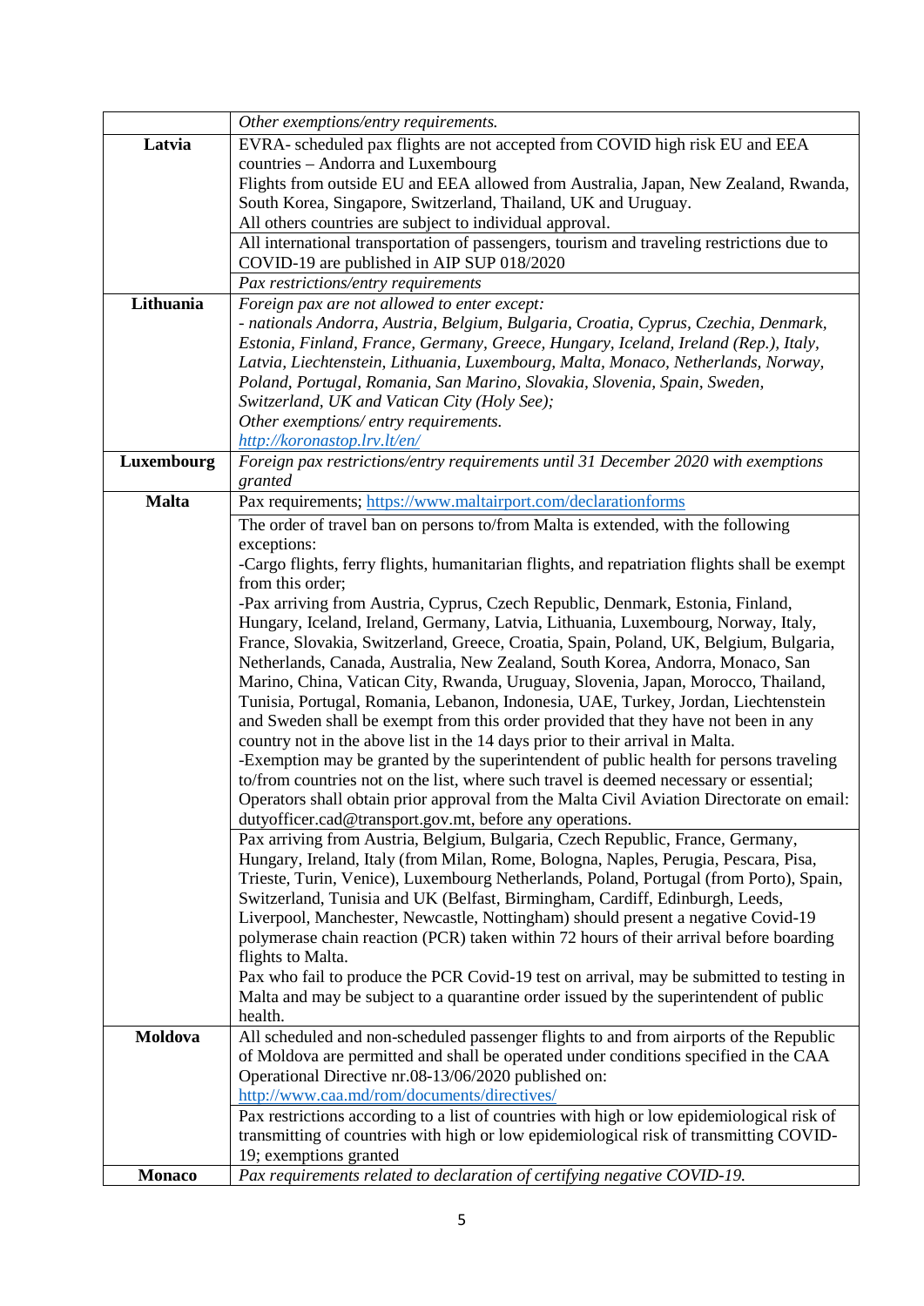| | |
|---|---|
| | *Other exemptions/entry requirements.* |
| **Latvia** | EVRA- scheduled pax flights are not accepted from COVID high risk EU and EEA countries – Andorra and Luxembourg<br>Flights from outside EU and EEA allowed from Australia, Japan, New Zealand, Rwanda, South Korea, Singapore, Switzerland, Thailand, UK and Uruguay.<br>All others countries are subject to individual approval. |
| | All international transportation of passengers, tourism and traveling restrictions due to COVID-19 are published in AIP SUP 018/2020 |
| | *Pax restrictions/entry requirements* |
| **Lithuania** | *Foreign pax are not allowed to enter except:*<br>*- nationals Andorra, Austria, Belgium, Bulgaria, Croatia, Cyprus, Czechia, Denmark, Estonia, Finland, France, Germany, Greece, Hungary, Iceland, Ireland (Rep.), Italy, Latvia, Liechtenstein, Lithuania, Luxembourg, Malta, Monaco, Netherlands, Norway, Poland, Portugal, Romania, San Marino, Slovakia, Slovenia, Spain, Sweden, Switzerland, UK and Vatican City (Holy See);*<br>*Other exemptions/ entry requirements.*<br>*http://koronastop.lrv.lt/en/* |
| **Luxembourg** | *Foreign pax restrictions/entry requirements until 31 December 2020 with exemptions granted* |
| **Malta** | Pax requirements; https://www.maltairport.com/declarationforms |
| | The order of travel ban on persons to/from Malta is extended, with the following exceptions:<br>-Cargo flights, ferry flights, humanitarian flights, and repatriation flights shall be exempt from this order;<br>-Pax arriving from Austria, Cyprus, Czech Republic, Denmark, Estonia, Finland, Hungary, Iceland, Ireland, Germany, Latvia, Lithuania, Luxembourg, Norway, Italy, France, Slovakia, Switzerland, Greece, Croatia, Spain, Poland, UK, Belgium, Bulgaria, Netherlands, Canada, Australia, New Zealand, South Korea, Andorra, Monaco, San Marino, China, Vatican City, Rwanda, Uruguay, Slovenia, Japan, Morocco, Thailand, Tunisia, Portugal, Romania, Lebanon, Indonesia, UAE, Turkey, Jordan, Liechtenstein and Sweden shall be exempt from this order provided that they have not been in any country not in the above list in the 14 days prior to their arrival in Malta.<br>-Exemption may be granted by the superintendent of public health for persons traveling to/from countries not on the list, where such travel is deemed necessary or essential;<br>Operators shall obtain prior approval from the Malta Civil Aviation Directorate on email: dutyofficer.cad@transport.gov.mt, before any operations. |
| | Pax arriving from Austria, Belgium, Bulgaria, Czech Republic, France, Germany, Hungary, Ireland, Italy (from Milan, Rome, Bologna, Naples, Perugia, Pescara, Pisa, Trieste, Turin, Venice), Luxembourg Netherlands, Poland, Portugal (from Porto), Spain, Switzerland, Tunisia and UK (Belfast, Birmingham, Cardiff, Edinburgh, Leeds, Liverpool, Manchester, Newcastle, Nottingham) should present a negative Covid-19 polymerase chain reaction (PCR) taken within 72 hours of their arrival before boarding flights to Malta.<br>Pax who fail to produce the PCR Covid-19 test on arrival, may be submitted to testing in Malta and may be subject to a quarantine order issued by the superintendent of public health. |
| **Moldova** | All scheduled and non-scheduled passenger flights to and from airports of the Republic of Moldova are permitted and shall be operated under conditions specified in the CAA Operational Directive nr.08-13/06/2020 published on:<br>http://www.caa.md/rom/documents/directives/ |
| | Pax restrictions according to a list of countries with high or low epidemiological risk of transmitting of countries with high or low epidemiological risk of transmitting COVID-19; exemptions granted |
| **Monaco** | *Pax requirements related to declaration of certifying negative COVID-19.* |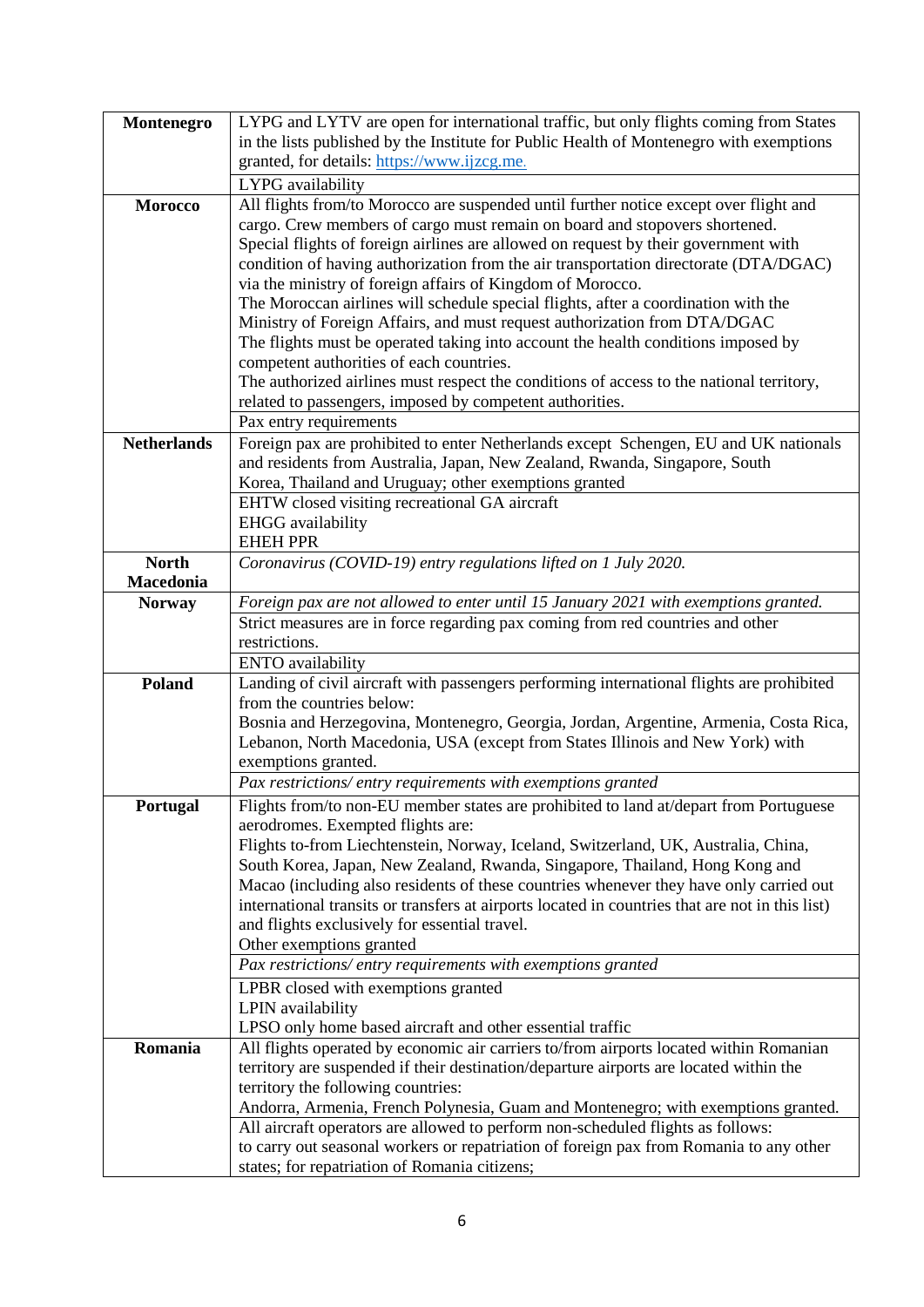| | |
|---|---|
| **Montenegro** | LYPG and LYTV are open for international traffic, but only flights coming from States in the lists published by the Institute for Public Health of Montenegro with exemptions granted, for details: https://www.ijzcg.me. |
| | LYPG availability |
| **Morocco** | All flights from/to Morocco are suspended until further notice except over flight and cargo. Crew members of cargo must remain on board and stopovers shortened.<br>Special flights of foreign airlines are allowed on request by their government with condition of having authorization from the air transportation directorate (DTA/DGAC) via the ministry of foreign affairs of Kingdom of Morocco.<br>The Moroccan airlines will schedule special flights, after a coordination with the Ministry of Foreign Affairs, and must request authorization from DTA/DGAC<br>The flights must be operated taking into account the health conditions imposed by competent authorities of each countries.<br>The authorized airlines must respect the conditions of access to the national territory, related to passengers, imposed by competent authorities. |
| | Pax entry requirements |
| **Netherlands** | Foreign pax are prohibited to enter Netherlands except Schengen, EU and UK nationals and residents from Australia, Japan, New Zealand, Rwanda, Singapore, South Korea, Thailand and Uruguay; other exemptions granted |
| | EHTW closed visiting recreational GA aircraft<br>EHGG availability<br>EHEH PPR |
| **North Macedonia** | *Coronavirus (COVID-19) entry regulations lifted on 1 July 2020.* |
| **Norway** | *Foreign pax are not allowed to enter until 15 January 2021 with exemptions granted.* |
| | Strict measures are in force regarding pax coming from red countries and other restrictions. |
| | ENTO availability |
| **Poland** | Landing of civil aircraft with passengers performing international flights are prohibited from the countries below:<br>Bosnia and Herzegovina, Montenegro, Georgia, Jordan, Argentine, Armenia, Costa Rica, Lebanon, North Macedonia, USA (except from States Illinois and New York) with exemptions granted. |
| | *Pax restrictions/ entry requirements with exemptions granted* |
| **Portugal** | Flights from/to non-EU member states are prohibited to land at/depart from Portuguese aerodromes. Exempted flights are:<br>Flights to-from Liechtenstein, Norway, Iceland, Switzerland, UK, Australia, China, South Korea, Japan, New Zealand, Rwanda, Singapore, Thailand, Hong Kong and Macao (including also residents of these countries whenever they have only carried out international transits or transfers at airports located in countries that are not in this list) and flights exclusively for essential travel.<br>Other exemptions granted |
| | *Pax restrictions/ entry requirements with exemptions granted* |
| | LPBR closed with exemptions granted<br>LPIN availability<br>LPSO only home based aircraft and other essential traffic |
| **Romania** | All flights operated by economic air carriers to/from airports located within Romanian territory are suspended if their destination/departure airports are located within the territory the following countries:<br>Andorra, Armenia, French Polynesia, Guam and Montenegro; with exemptions granted. |
| | All aircraft operators are allowed to perform non-scheduled flights as follows:<br>to carry out seasonal workers or repatriation of foreign pax from Romania to any other states; for repatriation of Romania citizens; |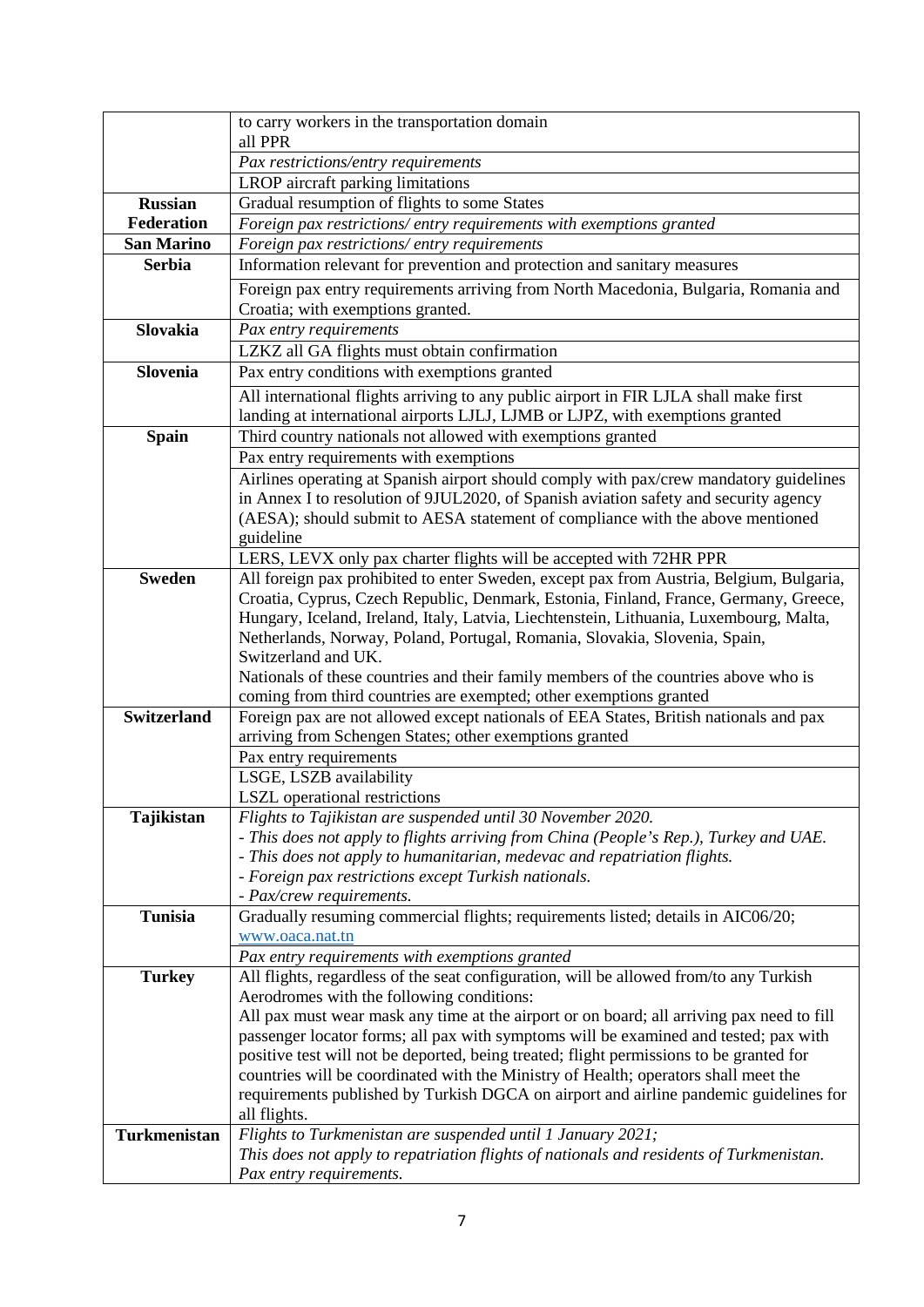|  |  |
|---|---|
|  | to carry workers in the transportation domain<br>all PPR |
|  | *Pax restrictions/entry requirements* |
|  | LROP aircraft parking limitations |
| **Russian Federation** | Gradual resumption of flights to some States |
|  | *Foreign pax restrictions/ entry requirements with exemptions granted* |
| **San Marino** | *Foreign pax restrictions/ entry requirements* |
| **Serbia** | Information relevant for prevention and protection and sanitary measures |
|  | Foreign pax entry requirements arriving from North Macedonia, Bulgaria, Romania and Croatia; with exemptions granted. |
| **Slovakia** | *Pax entry requirements* |
|  | LZKZ all GA flights must obtain confirmation |
| **Slovenia** | Pax entry conditions with exemptions granted |
|  | All international flights arriving to any public airport in FIR LJLA shall make first landing at international airports LJLJ, LJMB or LJPZ, with exemptions granted |
| **Spain** | Third country nationals not allowed with exemptions granted |
|  | Pax entry requirements with exemptions |
|  | Airlines operating at Spanish airport should comply with pax/crew mandatory guidelines in Annex I to resolution of 9JUL2020, of Spanish aviation safety and security agency (AESA); should submit to AESA statement of compliance with the above mentioned guideline |
|  | LERS, LEVX only pax charter flights will be accepted with 72HR PPR |
| **Sweden** | All foreign pax prohibited to enter Sweden, except pax from Austria, Belgium, Bulgaria, Croatia, Cyprus, Czech Republic, Denmark, Estonia, Finland, France, Germany, Greece, Hungary, Iceland, Ireland, Italy, Latvia, Liechtenstein, Lithuania, Luxembourg, Malta, Netherlands, Norway, Poland, Portugal, Romania, Slovakia, Slovenia, Spain, Switzerland and UK.<br>Nationals of these countries and their family members of the countries above who is coming from third countries are exempted; other exemptions granted |
| **Switzerland** | Foreign pax are not allowed except nationals of EEA States, British nationals and pax arriving from Schengen States; other exemptions granted |
|  | Pax entry requirements |
|  | LSGE, LSZB availability<br>LSZL operational restrictions |
| **Tajikistan** | *Flights to Tajikistan are suspended until 30 November 2020.*<br>*- This does not apply to flights arriving from China (People's Rep.), Turkey and UAE.*<br>*- This does not apply to humanitarian, medevac and repatriation flights.*<br>*- Foreign pax restrictions except Turkish nationals.*<br>*- Pax/crew requirements.* |
| **Tunisia** | Gradually resuming commercial flights; requirements listed; details in AIC06/20; www.oaca.nat.tn |
|  | *Pax entry requirements with exemptions granted* |
| **Turkey** | All flights, regardless of the seat configuration, will be allowed from/to any Turkish Aerodromes with the following conditions:<br>All pax must wear mask any time at the airport or on board; all arriving pax need to fill passenger locator forms; all pax with symptoms will be examined and tested; pax with positive test will not be deported, being treated; flight permissions to be granted for countries will be coordinated with the Ministry of Health; operators shall meet the requirements published by Turkish DGCA on airport and airline pandemic guidelines for all flights. |
| **Turkmenistan** | *Flights to Turkmenistan are suspended until 1 January 2021;*<br>*This does not apply to repatriation flights of nationals and residents of Turkmenistan.*<br>*Pax entry requirements.* |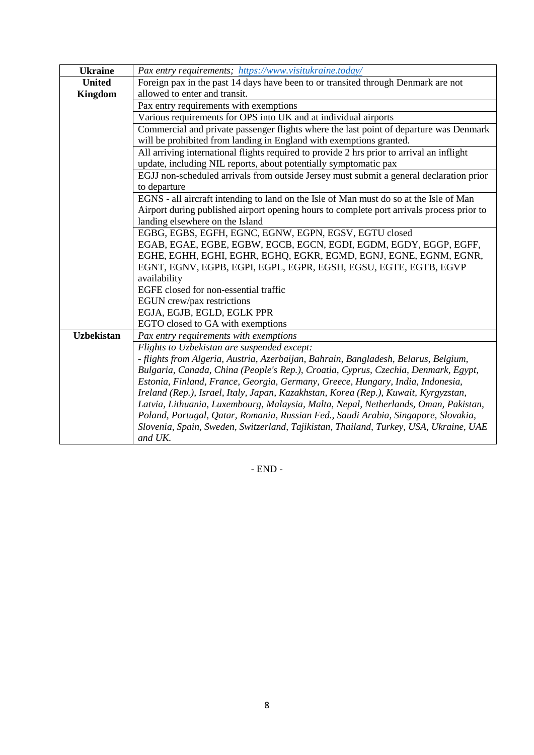| | |
|---|---|
| **Ukraine** | *Pax entry requirements; [https://www.visitukraine.today/](https://www.visitukraine.today/)* |
| **United Kingdom** | Foreign pax in the past 14 days have been to or transited through Denmark are not allowed to enter and transit. |
| | Pax entry requirements with exemptions |
| | Various requirements for OPS into UK and at individual airports |
| | Commercial and private passenger flights where the last point of departure was Denmark will be prohibited from landing in England with exemptions granted. |
| | All arriving international flights required to provide 2 hrs prior to arrival an inflight update, including NIL reports, about potentially symptomatic pax |
| | EGJJ non-scheduled arrivals from outside Jersey must submit a general declaration prior to departure |
| | EGNS - all aircraft intending to land on the Isle of Man must do so at the Isle of Man Airport during published airport opening hours to complete port arrivals process prior to landing elsewhere on the Island |
| | EGBG, EGBS, EGFH, EGNC, EGNW, EGPN, EGSV, EGTU closed<br>EGAB, EGAE, EGBE, EGBW, EGCB, EGCN, EGDI, EGDM, EGDY, EGGP, EGFF, EGHE, EGHH, EGHI, EGHR, EGHQ, EGKR, EGMD, EGNJ, EGNE, EGNM, EGNR, EGNT, EGNV, EGPB, EGPI, EGPL, EGPR, EGSH, EGSU, EGTE, EGTB, EGVP availability<br>EGFE closed for non-essential traffic<br>EGUN crew/pax restrictions<br>EGJA, EGJB, EGLD, EGLK PPR<br>EGTO closed to GA with exemptions |
| **Uzbekistan** | *Pax entry requirements with exemptions* |
| | *Flights to Uzbekistan are suspended except:*<br>*- flights from Algeria, Austria, Azerbaijan, Bahrain, Bangladesh, Belarus, Belgium, Bulgaria, Canada, China (People's Rep.), Croatia, Cyprus, Czechia, Denmark, Egypt, Estonia, Finland, France, Georgia, Germany, Greece, Hungary, India, Indonesia, Ireland (Rep.), Israel, Italy, Japan, Kazakhstan, Korea (Rep.), Kuwait, Kyrgyzstan, Latvia, Lithuania, Luxembourg, Malaysia, Malta, Nepal, Netherlands, Oman, Pakistan, Poland, Portugal, Qatar, Romania, Russian Fed., Saudi Arabia, Singapore, Slovakia, Slovenia, Spain, Sweden, Switzerland, Tajikistan, Thailand, Turkey, USA, Ukraine, UAE and UK.* |

- END -